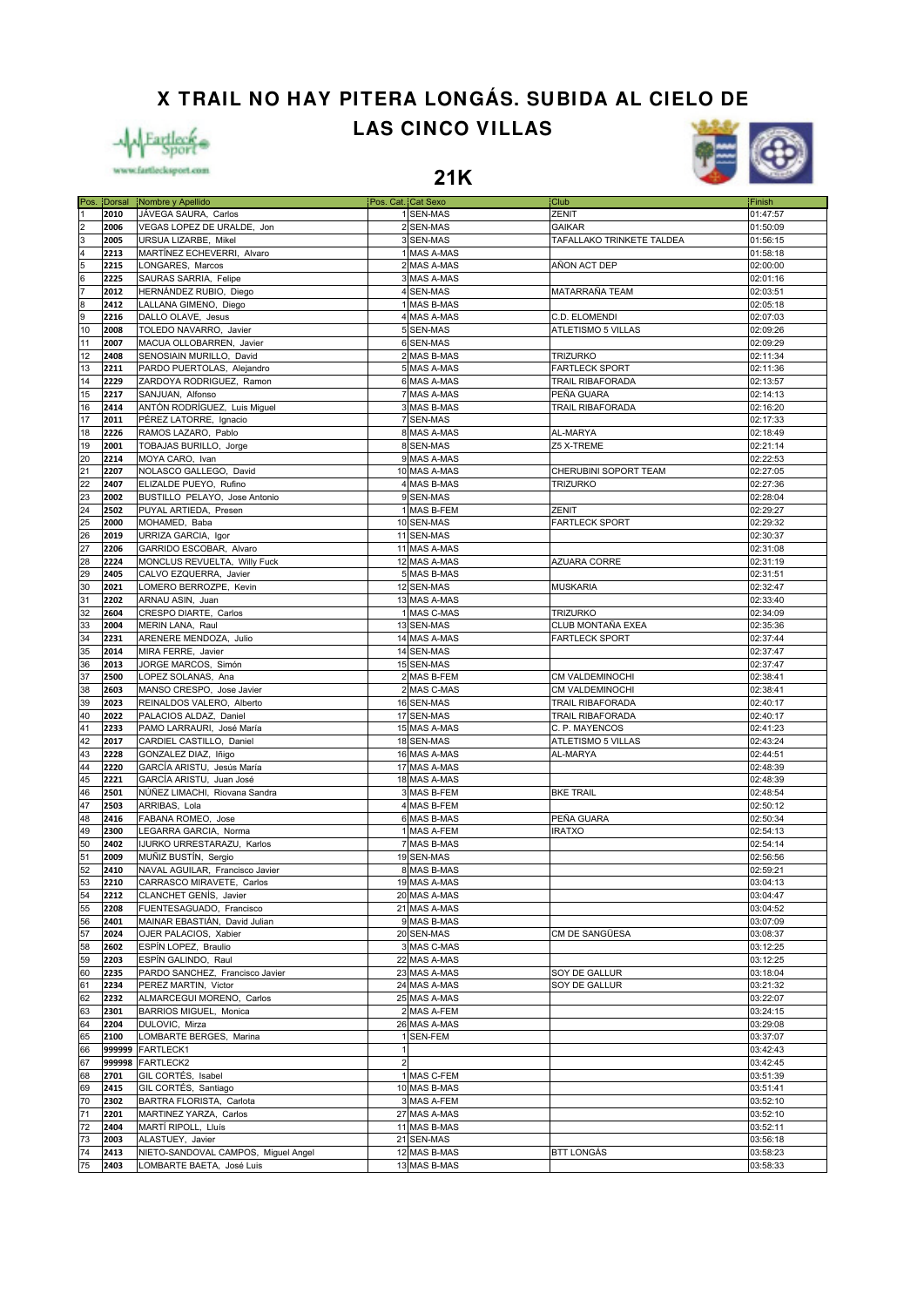# X TRAIL NO HAY PITERA LONGÁS. SUBIDA AL CIELO DE LAS CINCO VILLAS

www.fartlecksport.com

## 21K

| Pos. | Dorsal | Nombre y Apellido | Pos. Cat. | Cat Sexo | Club | Finish |
|---|---|---|---|---|---|---|
| 1 | 2010 | JÁVEGA SAURA, Carlos | 1 | SEN-MAS | ZENIT | 01:47:57 |
| 2 | 2006 | VEGAS LOPEZ DE URALDE, Jon | 2 | SEN-MAS | GAIKAR | 01:50:09 |
| 3 | 2005 | URSUA LIZARBE, Mikel | 3 | SEN-MAS | TAFALLAKO TRINKETE TALDEA | 01:56:15 |
| 4 | 2213 | MARTÍNEZ ECHEVERRI, Alvaro | 1 | MAS A-MAS | | 01:58:18 |
| 5 | 2215 | LONGARES, Marcos | 2 | MAS A-MAS | AÑON ACT DEP | 02:00:00 |
| 6 | 2225 | SAURAS SARRIA, Felipe | 3 | MAS A-MAS | | 02:01:16 |
| 7 | 2012 | HERNÁNDEZ RUBIO, Diego | 4 | SEN-MAS | MATARRAÑA TEAM | 02:03:51 |
| 8 | 2412 | LALLANA GIMENO, Diego | 1 | MAS B-MAS | | 02:05:18 |
| 9 | 2216 | DALLO OLAVE, Jesus | 4 | MAS A-MAS | C.D. ELOMENDI | 02:07:03 |
| 10 | 2008 | TOLEDO NAVARRO, Javier | 5 | SEN-MAS | ATLETISMO 5 VILLAS | 02:09:26 |
| 11 | 2007 | MACUA OLLOBARREN, Javier | 6 | SEN-MAS | | 02:09:29 |
| 12 | 2408 | SENOSIAIN MURILLO, David | 2 | MAS B-MAS | TRIZURKO | 02:11:34 |
| 13 | 2211 | PARDO PUERTOLAS, Alejandro | 5 | MAS A-MAS | FARTLECK SPORT | 02:11:36 |
| 14 | 2229 | ZARDOYA RODRIGUEZ, Ramon | 6 | MAS A-MAS | TRAIL RIBAFORADA | 02:13:57 |
| 15 | 2217 | SANJUAN, Alfonso | 7 | MAS A-MAS | PEÑA GUARA | 02:14:13 |
| 16 | 2414 | ANTÓN RODRÍGUEZ, Luis Miguel | 3 | MAS B-MAS | TRAIL RIBAFORADA | 02:16:20 |
| 17 | 2011 | PÉREZ LATORRE, Ignacio | 7 | SEN-MAS | | 02:17:33 |
| 18 | 2226 | RAMOS LAZARO, Pablo | 8 | MAS A-MAS | AL-MARYA | 02:18:49 |
| 19 | 2001 | TOBAJAS BURILLO, Jorge | 8 | SEN-MAS | Z5 X-TREME | 02:21:14 |
| 20 | 2214 | MOYA CARO, Ivan | 9 | MAS A-MAS | | 02:22:53 |
| 21 | 2207 | NOLASCO GALLEGO, David | 10 | MAS A-MAS | CHERUBINI SOPORT TEAM | 02:27:05 |
| 22 | 2407 | ELIZALDE PUEYO, Rufino | 4 | MAS B-MAS | TRIZURKO | 02:27:36 |
| 23 | 2002 | BUSTILLO PELAYO, Jose Antonio | 9 | SEN-MAS | | 02:28:04 |
| 24 | 2502 | PUYAL ARTIEDA, Presen | 1 | MAS B-FEM | ZENIT | 02:29:27 |
| 25 | 2000 | MOHAMED, Baba | 10 | SEN-MAS | FARTLECK SPORT | 02:29:32 |
| 26 | 2019 | URRIZA GARCIA, Igor | 11 | SEN-MAS | | 02:30:37 |
| 27 | 2206 | GARRIDO ESCOBAR, Alvaro | 11 | MAS A-MAS | | 02:31:08 |
| 28 | 2224 | MONCLUS REVUELTA, Willy Fuck | 12 | MAS A-MAS | AZUARA CORRE | 02:31:19 |
| 29 | 2405 | CALVO EZQUERRA, Javier | 5 | MAS B-MAS | | 02:31:51 |
| 30 | 2021 | LOMERO BERROZPE, Kevin | 12 | SEN-MAS | MUSKARIA | 02:32:47 |
| 31 | 2202 | ARNAU ASIN, Juan | 13 | MAS A-MAS | | 02:33:40 |
| 32 | 2604 | CRESPO DIARTE, Carlos | 1 | MAS C-MAS | TRIZURKO | 02:34:09 |
| 33 | 2004 | MERIN LANA, Raul | 13 | SEN-MAS | CLUB MONTAÑA EXEA | 02:35:36 |
| 34 | 2231 | ARENERE MENDOZA, Julio | 14 | MAS A-MAS | FARTLECK SPORT | 02:37:44 |
| 35 | 2014 | MIRA FERRE, Javier | 14 | SEN-MAS | | 02:37:47 |
| 36 | 2013 | JORGE MARCOS, Simón | 15 | SEN-MAS | | 02:37:47 |
| 37 | 2500 | LOPEZ SOLANAS, Ana | 2 | MAS B-FEM | CM VALDEMINOCHI | 02:38:41 |
| 38 | 2603 | MANSO CRESPO, Jose Javier | 2 | MAS C-MAS | CM VALDEMINOCHI | 02:38:41 |
| 39 | 2023 | REINALDOS VALERO, Alberto | 16 | SEN-MAS | TRAIL RIBAFORADA | 02:40:17 |
| 40 | 2022 | PALACIOS ALDAZ, Daniel | 17 | SEN-MAS | TRAIL RIBAFORADA | 02:40:17 |
| 41 | 2233 | PAMO LARRAURI, José María | 15 | MAS A-MAS | C. P. MAYENCOS | 02:41:23 |
| 42 | 2017 | CARDIEL CASTILLO, Daniel | 18 | SEN-MAS | ATLETISMO 5 VILLAS | 02:43:24 |
| 43 | 2228 | GONZALEZ DIAZ, Iñigo | 16 | MAS A-MAS | AL-MARYA | 02:44:51 |
| 44 | 2220 | GARCÍA ARISTU, Jesús María | 17 | MAS A-MAS | | 02:48:39 |
| 45 | 2221 | GARCÍA ARISTU, Juan José | 18 | MAS A-MAS | | 02:48:39 |
| 46 | 2501 | NÚÑEZ LIMACHI, Riovana Sandra | 3 | MAS B-FEM | BKE TRAIL | 02:48:54 |
| 47 | 2503 | ARRIBAS, Lola | 4 | MAS B-FEM | | 02:50:12 |
| 48 | 2416 | FABANA ROMEO, Jose | 6 | MAS B-MAS | PEÑA GUARA | 02:50:34 |
| 49 | 2300 | LEGARRA GARCIA, Norma | 1 | MAS A-FEM | IRATXO | 02:54:13 |
| 50 | 2402 | IJURKO URRESTARAZU, Karlos | 7 | MAS B-MAS | | 02:54:14 |
| 51 | 2009 | MUÑIZ BUSTÍN, Sergio | 19 | SEN-MAS | | 02:56:56 |
| 52 | 2410 | NAVAL AGUILAR, Francisco Javier | 8 | MAS B-MAS | | 02:59:21 |
| 53 | 2210 | CARRASCO MIRAVETE, Carlos | 19 | MAS A-MAS | | 03:04:13 |
| 54 | 2212 | CLANCHET GENÍS, Javier | 20 | MAS A-MAS | | 03:04:47 |
| 55 | 2208 | FUENTESAGUADO, Francisco | 21 | MAS A-MAS | | 03:04:52 |
| 56 | 2401 | MAINAR EBASTIÁN, David Julian | 9 | MAS B-MAS | | 03:07:09 |
| 57 | 2024 | OJER PALACIOS, Xabier | 20 | SEN-MAS | CM DE SANGÜESA | 03:08:37 |
| 58 | 2602 | ESPÍN LOPEZ, Braulio | 3 | MAS C-MAS | | 03:12:25 |
| 59 | 2203 | ESPÍN GALINDO, Raul | 22 | MAS A-MAS | | 03:12:25 |
| 60 | 2235 | PARDO SANCHEZ, Francisco Javier | 23 | MAS A-MAS | SOY DE GALLUR | 03:18:04 |
| 61 | 2234 | PEREZ MARTIN, Victor | 24 | MAS A-MAS | SOY DE GALLUR | 03:21:32 |
| 62 | 2232 | ALMARCEGUI MORENO, Carlos | 25 | MAS A-MAS | | 03:22:07 |
| 63 | 2301 | BARRIOS MIGUEL, Monica | 2 | MAS A-FEM | | 03:24:15 |
| 64 | 2204 | DULOVIC, Mirza | 26 | MAS A-MAS | | 03:29:08 |
| 65 | 2100 | LOMBARTE BERGES, Marina | 1 | SEN-FEM | | 03:37:07 |
| 66 | 999999 | FARTLECK1 | 1 | | | 03:42:43 |
| 67 | 999998 | FARTLECK2 | 2 | | | 03:42:45 |
| 68 | 2701 | GIL CORTÉS, Isabel | 1 | MAS C-FEM | | 03:51:39 |
| 69 | 2415 | GIL CORTÉS, Santiago | 10 | MAS B-MAS | | 03:51:41 |
| 70 | 2302 | BARTRA FLORISTA, Carlota | 3 | MAS A-FEM | | 03:52:10 |
| 71 | 2201 | MARTINEZ YARZA, Carlos | 27 | MAS A-MAS | | 03:52:10 |
| 72 | 2404 | MARTÍ RIPOLL, Lluís | 11 | MAS B-MAS | | 03:52:11 |
| 73 | 2003 | ALASTUEY, Javier | 21 | SEN-MAS | | 03:56:18 |
| 74 | 2413 | NIETO-SANDOVAL CAMPOS, Miguel Angel | 12 | MAS B-MAS | BTT LONGÁS | 03:58:23 |
| 75 | 2403 | LOMBARTE BAETA, José Luis | 13 | MAS B-MAS | | 03:58:33 |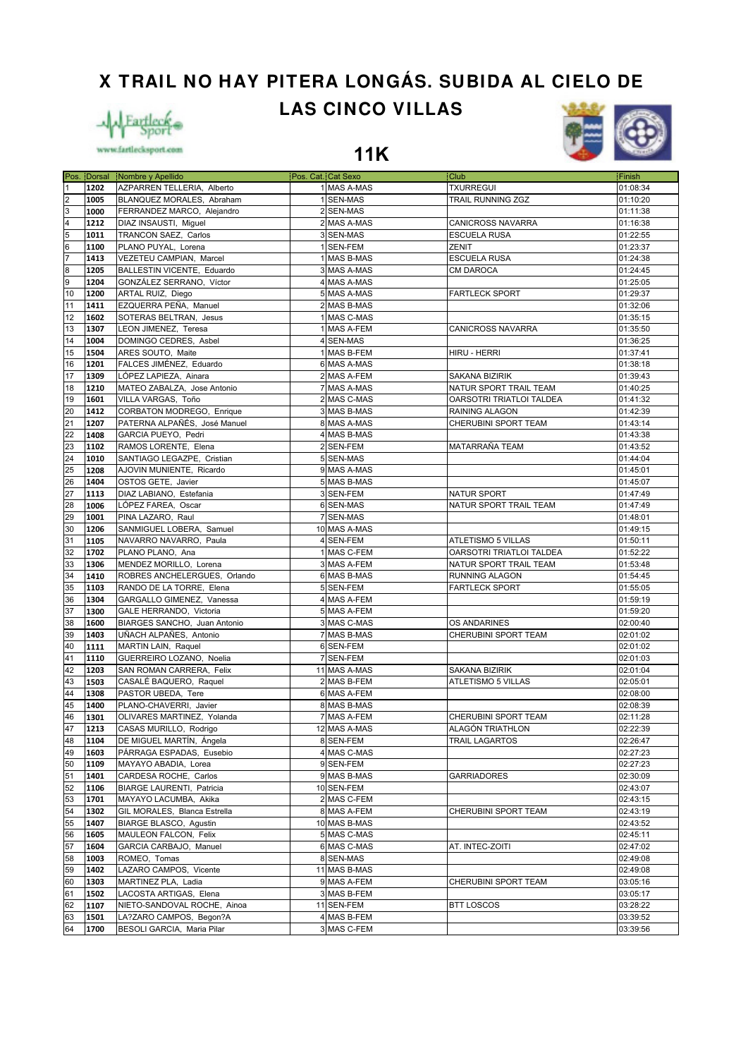# X TRAIL NO HAY PITERA LONGÁS. SUBIDA AL CIELO DE LAS CINCO VILLAS

www.fartlecksport.com

## 11K

| Pos. | Dorsal | Nombre y Apellido | Pos. Cat. | Cat Sexo | Club | Finish |
|---|---|---|---|---|---|---|
| 1 | 1202 | AZPARREN TELLERIA, Alberto | 1 | MAS A-MAS | TXURREGUI | 01:08:34 |
| 2 | 1005 | BLANQUEZ MORALES, Abraham | 1 | SEN-MAS | TRAIL RUNNING ZGZ | 01:10:20 |
| 3 | 1000 | FERRANDEZ MARCO, Alejandro | 2 | SEN-MAS | | 01:11:38 |
| 4 | 1212 | DIAZ INSAUSTI, Miguel | 2 | MAS A-MAS | CANICROSS NAVARRA | 01:16:38 |
| 5 | 1011 | TRANCON SAEZ, Carlos | 3 | SEN-MAS | ESCUELA RUSA | 01:22:55 |
| 6 | 1100 | PLANO PUYAL, Lorena | 1 | SEN-FEM | ZENIT | 01:23:37 |
| 7 | 1413 | VEZETEU CAMPIAN, Marcel | 1 | MAS B-MAS | ESCUELA RUSA | 01:24:38 |
| 8 | 1205 | BALLESTIN VICENTE, Eduardo | 3 | MAS A-MAS | CM DAROCA | 01:24:45 |
| 9 | 1204 | GONZÁLEZ SERRANO, Víctor | 4 | MAS A-MAS | | 01:25:05 |
| 10 | 1200 | ARTAL RUIZ, Diego | 5 | MAS A-MAS | FARTLECK SPORT | 01:29:37 |
| 11 | 1411 | EZQUERRA PEÑA, Manuel | 2 | MAS B-MAS | | 01:32:06 |
| 12 | 1602 | SOTERAS BELTRAN, Jesus | 1 | MAS C-MAS | | 01:35:15 |
| 13 | 1307 | LEON JIMENEZ, Teresa | 1 | MAS A-FEM | CANICROSS NAVARRA | 01:35:50 |
| 14 | 1004 | DOMINGO CEDRES, Asbel | 4 | SEN-MAS | | 01:36:25 |
| 15 | 1504 | ARES SOUTO, Maite | 1 | MAS B-FEM | HIRU - HERRI | 01:37:41 |
| 16 | 1201 | FALCES JIMÉNEZ, Eduardo | 6 | MAS A-MAS | | 01:38:18 |
| 17 | 1309 | LÓPEZ LAPIEZA, Ainara | 2 | MAS A-FEM | SAKANA BIZIRIK | 01:39:43 |
| 18 | 1210 | MATEO ZABALZA, Jose Antonio | 7 | MAS A-MAS | NATUR SPORT TRAIL TEAM | 01:40:25 |
| 19 | 1601 | VILLA VARGAS, Toño | 2 | MAS C-MAS | OARSOTRI TRIATLOI TALDEA | 01:41:32 |
| 20 | 1412 | CORBATON MODREGO, Enrique | 3 | MAS B-MAS | RAINING ALAGON | 01:42:39 |
| 21 | 1207 | PATERNA ALPAÑÉS, José Manuel | 8 | MAS A-MAS | CHERUBINI SPORT TEAM | 01:43:14 |
| 22 | 1408 | GARCIA PUEYO, Pedri | 4 | MAS B-MAS | | 01:43:38 |
| 23 | 1102 | RAMOS LORENTE, Elena | 2 | SEN-FEM | MATARRAÑA TEAM | 01:43:52 |
| 24 | 1010 | SANTIAGO LEGAZPE, Cristian | 5 | SEN-MAS | | 01:44:04 |
| 25 | 1208 | AJOVIN MUNIENTE, Ricardo | 9 | MAS A-MAS | | 01:45:01 |
| 26 | 1404 | OSTOS GETE, Javier | 5 | MAS B-MAS | | 01:45:07 |
| 27 | 1113 | DIAZ LABIANO, Estefania | 3 | SEN-FEM | NATUR SPORT | 01:47:49 |
| 28 | 1006 | LÓPEZ FAREA, Oscar | 6 | SEN-MAS | NATUR SPORT TRAIL TEAM | 01:47:49 |
| 29 | 1001 | PINA LAZARO, Raul | 7 | SEN-MAS | | 01:48:01 |
| 30 | 1206 | SANMIGUEL LOBERA, Samuel | 10 | MAS A-MAS | | 01:49:15 |
| 31 | 1105 | NAVARRO NAVARRO, Paula | 4 | SEN-FEM | ATLETISMO 5 VILLAS | 01:50:11 |
| 32 | 1702 | PLANO PLANO, Ana | 1 | MAS C-FEM | OARSOTRI TRIATLOI TALDEA | 01:52:22 |
| 33 | 1306 | MENDEZ MORILLO, Lorena | 3 | MAS A-FEM | NATUR SPORT TRAIL TEAM | 01:53:48 |
| 34 | 1410 | ROBRES ANCHELERGUES, Orlando | 6 | MAS B-MAS | RUNNING ALAGON | 01:54:45 |
| 35 | 1103 | RANDO DE LA TORRE, Elena | 5 | SEN-FEM | FARTLECK SPORT | 01:55:05 |
| 36 | 1304 | GARGALLO GIMENEZ, Vanessa | 4 | MAS A-FEM | | 01:59:19 |
| 37 | 1300 | GALE HERRANDO, Victoria | 5 | MAS A-FEM | | 01:59:20 |
| 38 | 1600 | BIARGES SANCHO, Juan Antonio | 3 | MAS C-MAS | OS ANDARINES | 02:00:40 |
| 39 | 1403 | UÑACH ALPAÑES, Antonio | 7 | MAS B-MAS | CHERUBINI SPORT TEAM | 02:01:02 |
| 40 | 1111 | MARTIN LAIN, Raquel | 6 | SEN-FEM | | 02:01:02 |
| 41 | 1110 | GUERREIRO LOZANO, Noelia | 7 | SEN-FEM | | 02:01:03 |
| 42 | 1203 | SAN ROMAN CARRERA, Felix | 11 | MAS A-MAS | SAKANA BIZIRIK | 02:01:04 |
| 43 | 1503 | CASALÉ BAQUERO, Raquel | 2 | MAS B-FEM | ATLETISMO 5 VILLAS | 02:05:01 |
| 44 | 1308 | PASTOR UBEDA, Tere | 6 | MAS A-FEM | | 02:08:00 |
| 45 | 1400 | PLANO-CHAVERRI, Javier | 8 | MAS B-MAS | | 02:08:39 |
| 46 | 1301 | OLIVARES MARTINEZ, Yolanda | 7 | MAS A-FEM | CHERUBINI SPORT TEAM | 02:11:28 |
| 47 | 1213 | CASAS MURILLO, Rodrigo | 12 | MAS A-MAS | ALAGÓN TRIATHLON | 02:22:39 |
| 48 | 1104 | DE MIGUEL MARTÍN, Ángela | 8 | SEN-FEM | TRAIL LAGARTOS | 02:26:47 |
| 49 | 1603 | PÁRRAGA ESPADAS, Eusebio | 4 | MAS C-MAS | | 02:27:23 |
| 50 | 1109 | MAYAYO ABADIA, Lorea | 9 | SEN-FEM | | 02:27:23 |
| 51 | 1401 | CARDESA ROCHE, Carlos | 9 | MAS B-MAS | GARRIADORES | 02:30:09 |
| 52 | 1106 | BIARGE LAURENTI, Patricia | 10 | SEN-FEM | | 02:43:07 |
| 53 | 1701 | MAYAYO LACUMBA, Akika | 2 | MAS C-FEM | | 02:43:15 |
| 54 | 1302 | GIL MORALES, Blanca Estrella | 8 | MAS A-FEM | CHERUBINI SPORT TEAM | 02:43:19 |
| 55 | 1407 | BIARGE BLASCO, Agustin | 10 | MAS B-MAS | | 02:43:52 |
| 56 | 1605 | MAULEON FALCON, Felix | 5 | MAS C-MAS | | 02:45:11 |
| 57 | 1604 | GARCIA CARBAJO, Manuel | 6 | MAS C-MAS | AT. INTEC-ZOITI | 02:47:02 |
| 58 | 1003 | ROMEO, Tomas | 8 | SEN-MAS | | 02:49:08 |
| 59 | 1402 | LAZARO CAMPOS, Vicente | 11 | MAS B-MAS | | 02:49:08 |
| 60 | 1303 | MARTINEZ PLA, Ladia | 9 | MAS A-FEM | CHERUBINI SPORT TEAM | 03:05:16 |
| 61 | 1502 | LACOSTA ARTIGAS, Elena | 3 | MAS B-FEM | | 03:05:17 |
| 62 | 1107 | NIETO-SANDOVAL ROCHE, Ainoa | 11 | SEN-FEM | BTT LOSCOS | 03:28:22 |
| 63 | 1501 | LA?ZARO CAMPOS, Begon?A | 4 | MAS B-FEM | | 03:39:52 |
| 64 | 1700 | BESOLI GARCIA, Maria Pilar | 3 | MAS C-FEM | | 03:39:56 |